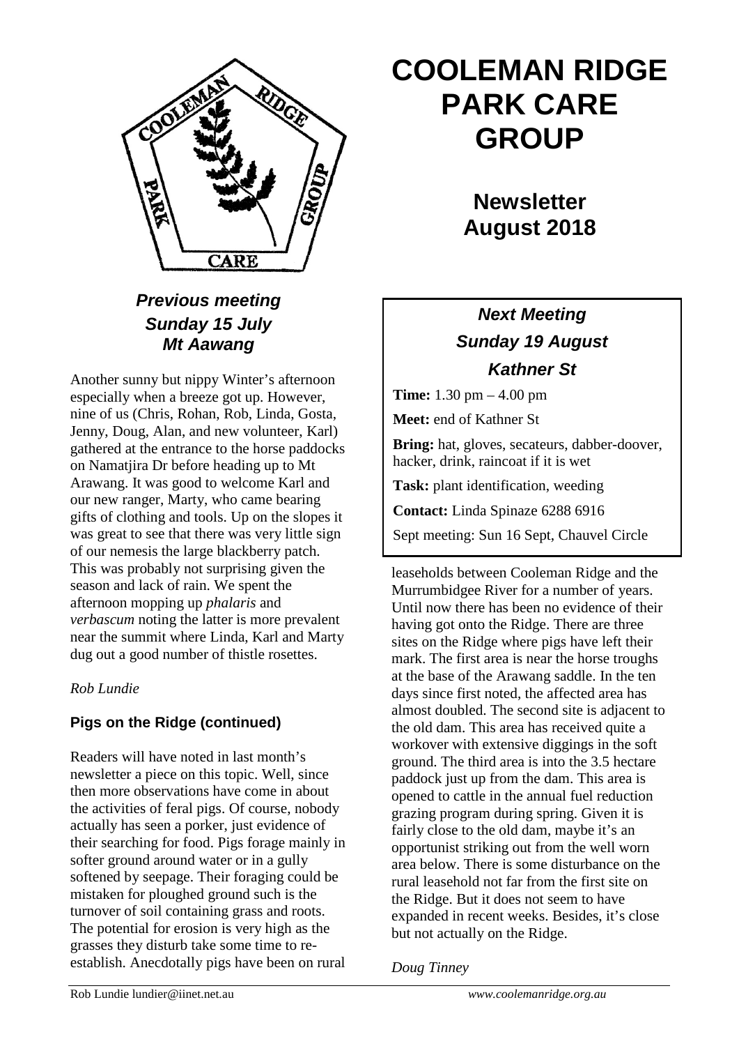# COOLEMAN RIDGE PARK CARE GROUP

## Newsletter August 2018

### *Previous meeting Sunday 15 July Mt Aawang*

Another sunny but nippy Winter's afternoon especially when a breeze got up. However, nine of us (Chris, Rohan, Rob, Linda, Gosta, Jenny, Doug, Alan, and new volunteer, Karl) gathered at the entrance to the horse paddocks on Namatjira Dr before heading up to Mt Arawang. It was good to welcome Karl and our new ranger, Marty, who came bearing gifts of clothing and tools. Up on the slopes it was great to see that there was very little sign of our nemesis the large blackberry patch. This was probably not surprising given the season and lack of rain. We spent the afternoon mopping up *phalaris* and *verbascum* noting the latter is more prevalent near the summit where Linda, Karl and Marty dug out a good number of thistle rosettes.

*Rob Lundie*

### *Next Meeting Sunday 19 August Kathner St*

**Time:** 1.30 pm – 4.00 pm

**Meet:** end of Kathner St

**Bring:** hat, gloves, secateurs, dabber-doover, hacker, drink, raincoat if it is wet

**Task:** plant identification, weeding

**Contact:** Linda Spinaze 6288 6916

Sept meeting: Sun 16 Sept, Chauvel Circle

### Pigs on the Ridge (continued)

Readers will have noted in last month's newsletter a piece on this topic. Well, since then more observations have come in about the activities of feral pigs. Of course, nobody actually has seen a porker, just evidence of their searching for food. Pigs forage mainly in softer ground around water or in a gully softened by seepage. Their foraging could be mistaken for ploughed ground such is the turnover of soil containing grass and roots. The potential for erosion is very high as the grasses they disturb take some time to re-establish. Anecdotally pigs have been on rural leaseholds between Cooleman Ridge and the Murrumbidgee River for a number of years. Until now there has been no evidence of their having got onto the Ridge. There are three sites on the Ridge where pigs have left their mark. The first area is near the horse troughs at the base of the Arawang saddle. In the ten days since first noted, the affected area has almost doubled. The second site is adjacent to the old dam. This area has received quite a workover with extensive diggings in the soft ground. The third area is into the 3.5 hectare paddock just up from the dam. This area is opened to cattle in the annual fuel reduction grazing program during spring. Given it is fairly close to the old dam, maybe it's an opportunist striking out from the well worn area below. There is some disturbance on the rural leasehold not far from the first site on the Ridge. But it does not seem to have expanded in recent weeks. Besides, it's close but not actually on the Ridge.

*Doug Tinney*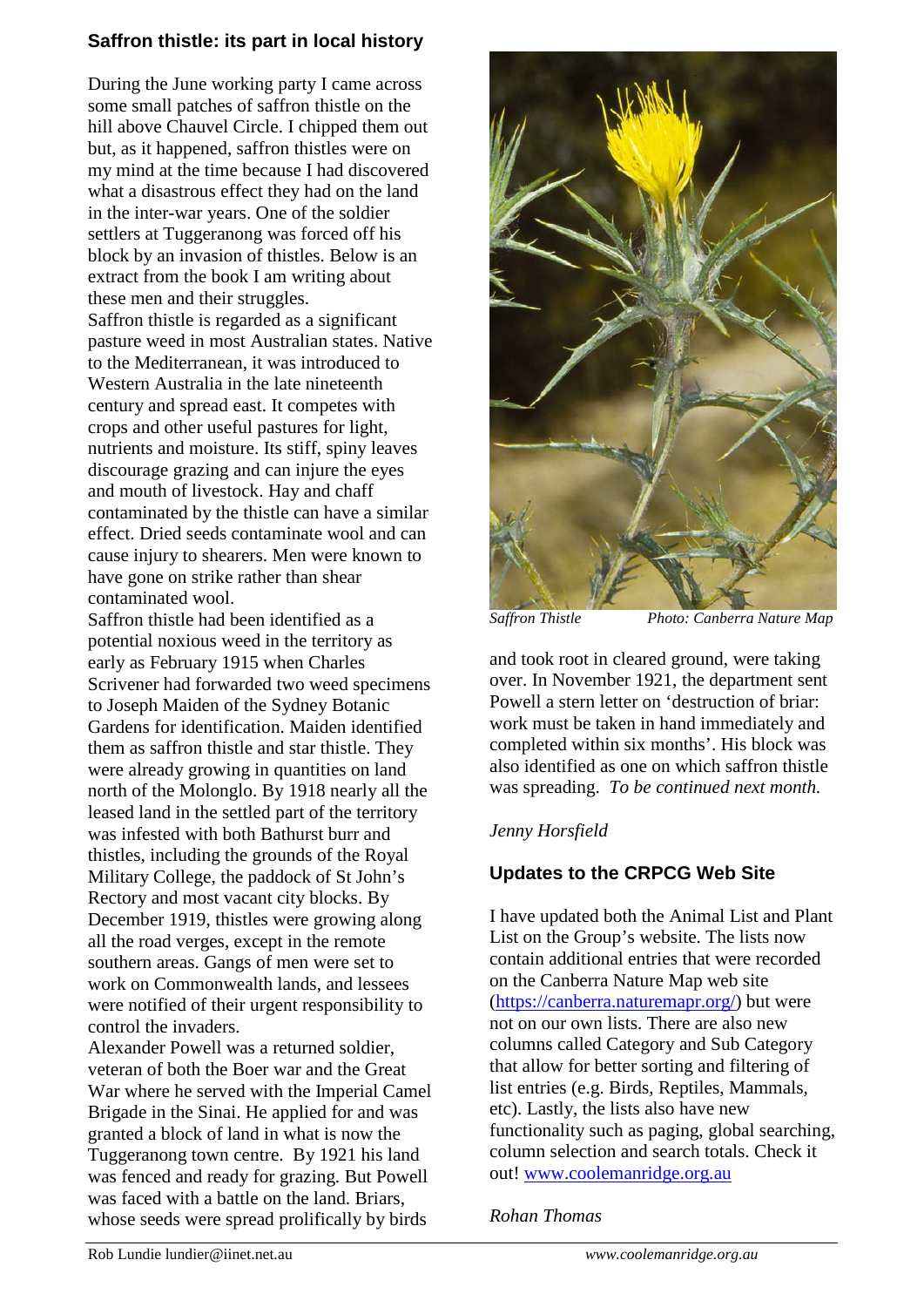## Saffron thistle: its part in local history

During the June working party I came across some small patches of saffron thistle on the hill above Chauvel Circle. I chipped them out but, as it happened, saffron thistles were on my mind at the time because I had discovered what a disastrous effect they had on the land in the inter-war years. One of the soldier settlers at Tuggeranong was forced off his block by an invasion of thistles. Below is an extract from the book I am writing about these men and their struggles.

Saffron thistle is regarded as a significant pasture weed in most Australian states. Native to the Mediterranean, it was introduced to Western Australia in the late nineteenth century and spread east. It competes with crops and other useful pastures for light, nutrients and moisture. Its stiff, spiny leaves discourage grazing and can injure the eyes and mouth of livestock. Hay and chaff contaminated by the thistle can have a similar effect. Dried seeds contaminate wool and can cause injury to shearers. Men were known to have gone on strike rather than shear contaminated wool.

Saffron thistle had been identified as a potential noxious weed in the territory as early as February 1915 when Charles Scrivener had forwarded two weed specimens to Joseph Maiden of the Sydney Botanic Gardens for identification. Maiden identified them as saffron thistle and star thistle. They were already growing in quantities on land north of the Molonglo. By 1918 nearly all the leased land in the settled part of the territory was infested with both Bathurst burr and thistles, including the grounds of the Royal Military College, the paddock of St John's Rectory and most vacant city blocks. By December 1919, thistles were growing along all the road verges, except in the remote southern areas. Gangs of men were set to work on Commonwealth lands, and lessees were notified of their urgent responsibility to control the invaders.

Alexander Powell was a returned soldier, veteran of both the Boer war and the Great War where he served with the Imperial Camel Brigade in the Sinai. He applied for and was granted a block of land in what is now the Tuggeranong town centre. By 1921 his land was fenced and ready for grazing. But Powell was faced with a battle on the land. Briars, whose seeds were spread prolifically by birds and took root in cleared ground, were taking over. In November 1921, the department sent Powell a stern letter on 'destruction of briar: work must be taken in hand immediately and completed within six months'. His block was also identified as one on which saffron thistle was spreading. *To be continued next month.*

*Saffron Thistle* *Photo: Canberra Nature Map*

*Jenny Horsfield*

## Updates to the CRPCG Web Site

I have updated both the Animal List and Plant List on the Group's website. The lists now contain additional entries that were recorded on the Canberra Nature Map web site (https://canberra.naturemapr.org/) but were not on our own lists. There are also new columns called Category and Sub Category that allow for better sorting and filtering of list entries (e.g. Birds, Reptiles, Mammals, etc). Lastly, the lists also have new functionality such as paging, global searching, column selection and search totals. Check it out! www.coolemanridge.org.au

*Rohan Thomas*